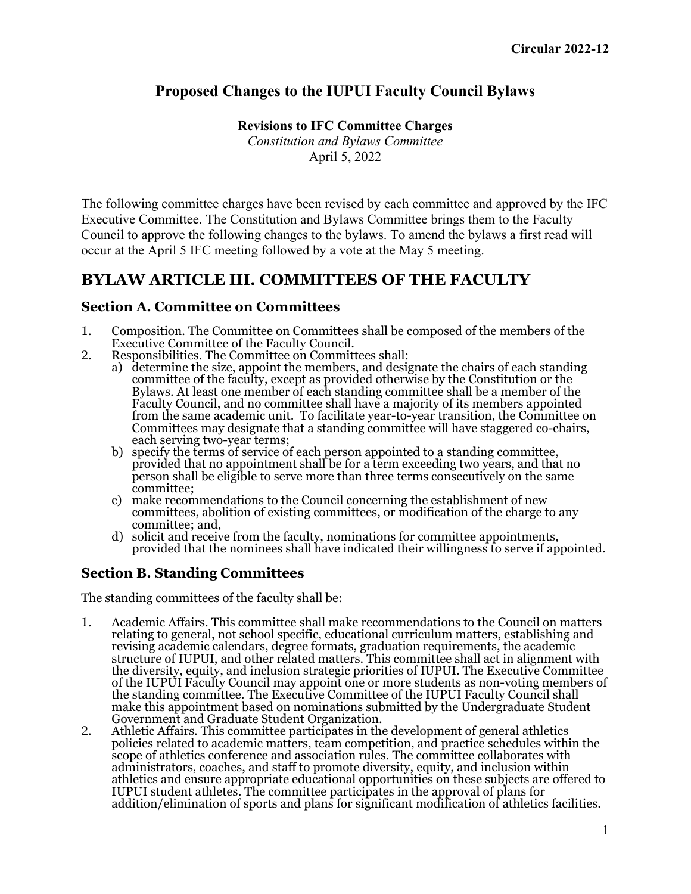Circular 2022-12

# Proposed Changes to the IUPUI Faculty Council Bylaws

**Revisions to IFC Committee Charges**
*Constitution and Bylaws Committee*
April 5, 2022

The following committee charges have been revised by each committee and approved by the IFC Executive Committee. The Constitution and Bylaws Committee brings them to the Faculty Council to approve the following changes to the bylaws. To amend the bylaws a first read will occur at the April 5 IFC meeting followed by a vote at the May 5 meeting.

## BYLAW ARTICLE III. COMMITTEES OF THE FACULTY

### Section A. Committee on Committees

1. Composition. The Committee on Committees shall be composed of the members of the Executive Committee of the Faculty Council.
2. Responsibilities. The Committee on Committees shall:
   a) determine the size, appoint the members, and designate the chairs of each standing committee of the faculty, except as provided otherwise by the Constitution or the Bylaws. At least one member of each standing committee shall be a member of the Faculty Council, and no committee shall have a majority of its members appointed from the same academic unit. To facilitate year-to-year transition, the Committee on Committees may designate that a standing committee will have staggered co-chairs, each serving two-year terms;
   b) specify the terms of service of each person appointed to a standing committee, provided that no appointment shall be for a term exceeding two years, and that no person shall be eligible to serve more than three terms consecutively on the same committee;
   c) make recommendations to the Council concerning the establishment of new committees, abolition of existing committees, or modification of the charge to any committee; and,
   d) solicit and receive from the faculty, nominations for committee appointments, provided that the nominees shall have indicated their willingness to serve if appointed.

### Section B. Standing Committees

The standing committees of the faculty shall be:

1. Academic Affairs. This committee shall make recommendations to the Council on matters relating to general, not school specific, educational curriculum matters, establishing and revising academic calendars, degree formats, graduation requirements, the academic structure of IUPUI, and other related matters. This committee shall act in alignment with the diversity, equity, and inclusion strategic priorities of IUPUI. The Executive Committee of the IUPUI Faculty Council may appoint one or more students as non-voting members of the standing committee. The Executive Committee of the IUPUI Faculty Council shall make this appointment based on nominations submitted by the Undergraduate Student Government and Graduate Student Organization.
2. Athletic Affairs. This committee participates in the development of general athletics policies related to academic matters, team competition, and practice schedules within the scope of athletics conference and association rules. The committee collaborates with administrators, coaches, and staff to promote diversity, equity, and inclusion within athletics and ensure appropriate educational opportunities on these subjects are offered to IUPUI student athletes. The committee participates in the approval of plans for addition/elimination of sports and plans for significant modification of athletics facilities.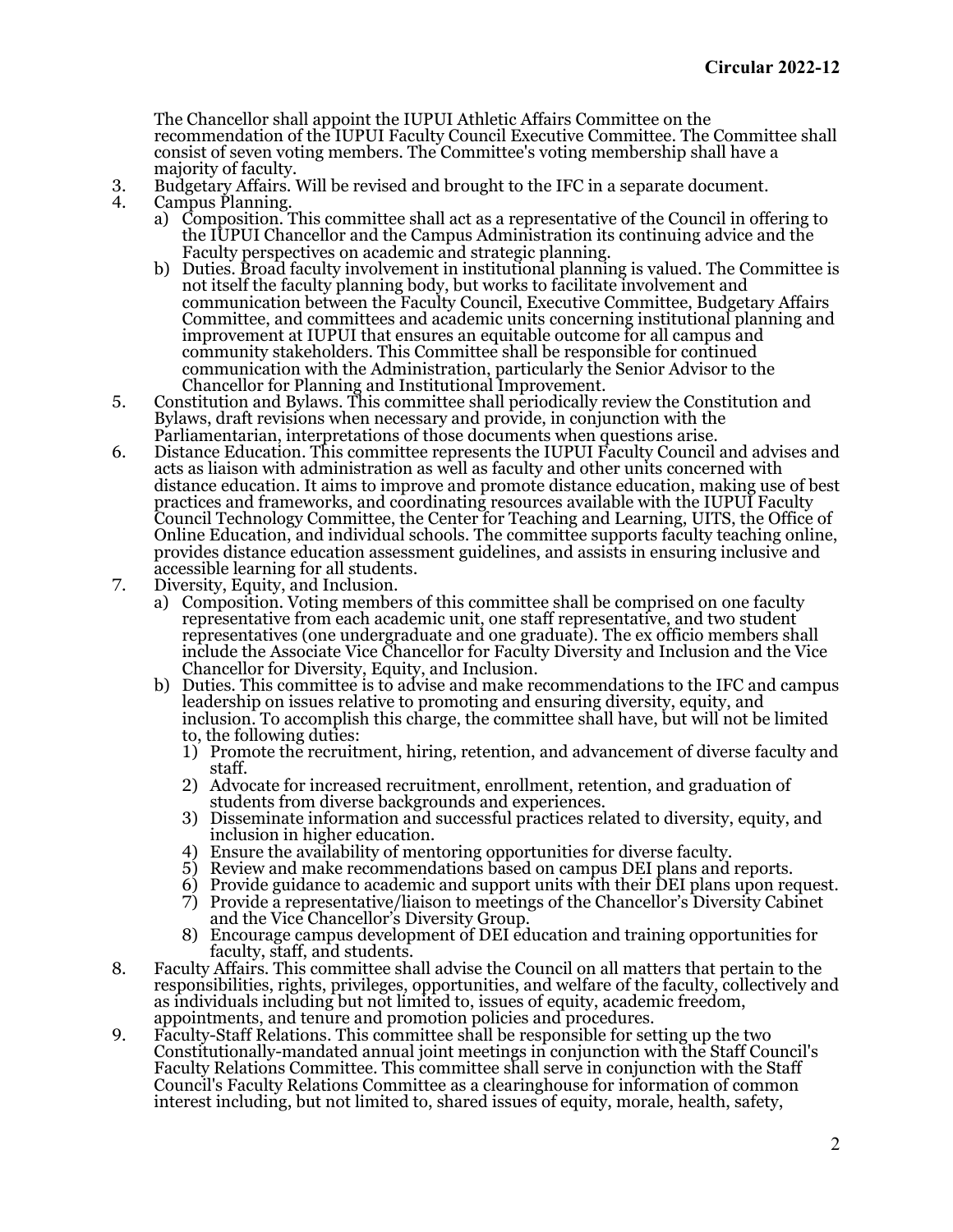The Chancellor shall appoint the IUPUI Athletic Affairs Committee on the recommendation of the IUPUI Faculty Council Executive Committee. The Committee shall consist of seven voting members. The Committee's voting membership shall have a majority of faculty.

3. Budgetary Affairs. Will be revised and brought to the IFC in a separate document.
4. Campus Planning.
   a) Composition. This committee shall act as a representative of the Council in offering to the IUPUI Chancellor and the Campus Administration its continuing advice and the Faculty perspectives on academic and strategic planning.
   b) Duties. Broad faculty involvement in institutional planning is valued. The Committee is not itself the faculty planning body, but works to facilitate involvement and communication between the Faculty Council, Executive Committee, Budgetary Affairs Committee, and committees and academic units concerning institutional planning and improvement at IUPUI that ensures an equitable outcome for all campus and community stakeholders. This Committee shall be responsible for continued communication with the Administration, particularly the Senior Advisor to the Chancellor for Planning and Institutional Improvement.
5. Constitution and Bylaws. This committee shall periodically review the Constitution and Bylaws, draft revisions when necessary and provide, in conjunction with the Parliamentarian, interpretations of those documents when questions arise.
6. Distance Education. This committee represents the IUPUI Faculty Council and advises and acts as liaison with administration as well as faculty and other units concerned with distance education. It aims to improve and promote distance education, making use of best practices and frameworks, and coordinating resources available with the IUPUI Faculty Council Technology Committee, the Center for Teaching and Learning, UITS, the Office of Online Education, and individual schools. The committee supports faculty teaching online, provides distance education assessment guidelines, and assists in ensuring inclusive and accessible learning for all students.
7. Diversity, Equity, and Inclusion.
   a) Composition. Voting members of this committee shall be comprised on one faculty representative from each academic unit, one staff representative, and two student representatives (one undergraduate and one graduate). The ex officio members shall include the Associate Vice Chancellor for Faculty Diversity and Inclusion and the Vice Chancellor for Diversity, Equity, and Inclusion.
   b) Duties. This committee is to advise and make recommendations to the IFC and campus leadership on issues relative to promoting and ensuring diversity, equity, and inclusion. To accomplish this charge, the committee shall have, but will not be limited to, the following duties:
      1) Promote the recruitment, hiring, retention, and advancement of diverse faculty and staff.
      2) Advocate for increased recruitment, enrollment, retention, and graduation of students from diverse backgrounds and experiences.
      3) Disseminate information and successful practices related to diversity, equity, and inclusion in higher education.
      4) Ensure the availability of mentoring opportunities for diverse faculty.
      5) Review and make recommendations based on campus DEI plans and reports.
      6) Provide guidance to academic and support units with their DEI plans upon request.
      7) Provide a representative/liaison to meetings of the Chancellor's Diversity Cabinet and the Vice Chancellor's Diversity Group.
      8) Encourage campus development of DEI education and training opportunities for faculty, staff, and students.
8. Faculty Affairs. This committee shall advise the Council on all matters that pertain to the responsibilities, rights, privileges, opportunities, and welfare of the faculty, collectively and as individuals including but not limited to, issues of equity, academic freedom, appointments, and tenure and promotion policies and procedures.
9. Faculty-Staff Relations. This committee shall be responsible for setting up the two Constitutionally-mandated annual joint meetings in conjunction with the Staff Council's Faculty Relations Committee. This committee shall serve in conjunction with the Staff Council's Faculty Relations Committee as a clearinghouse for information of common interest including, but not limited to, shared issues of equity, morale, health, safety,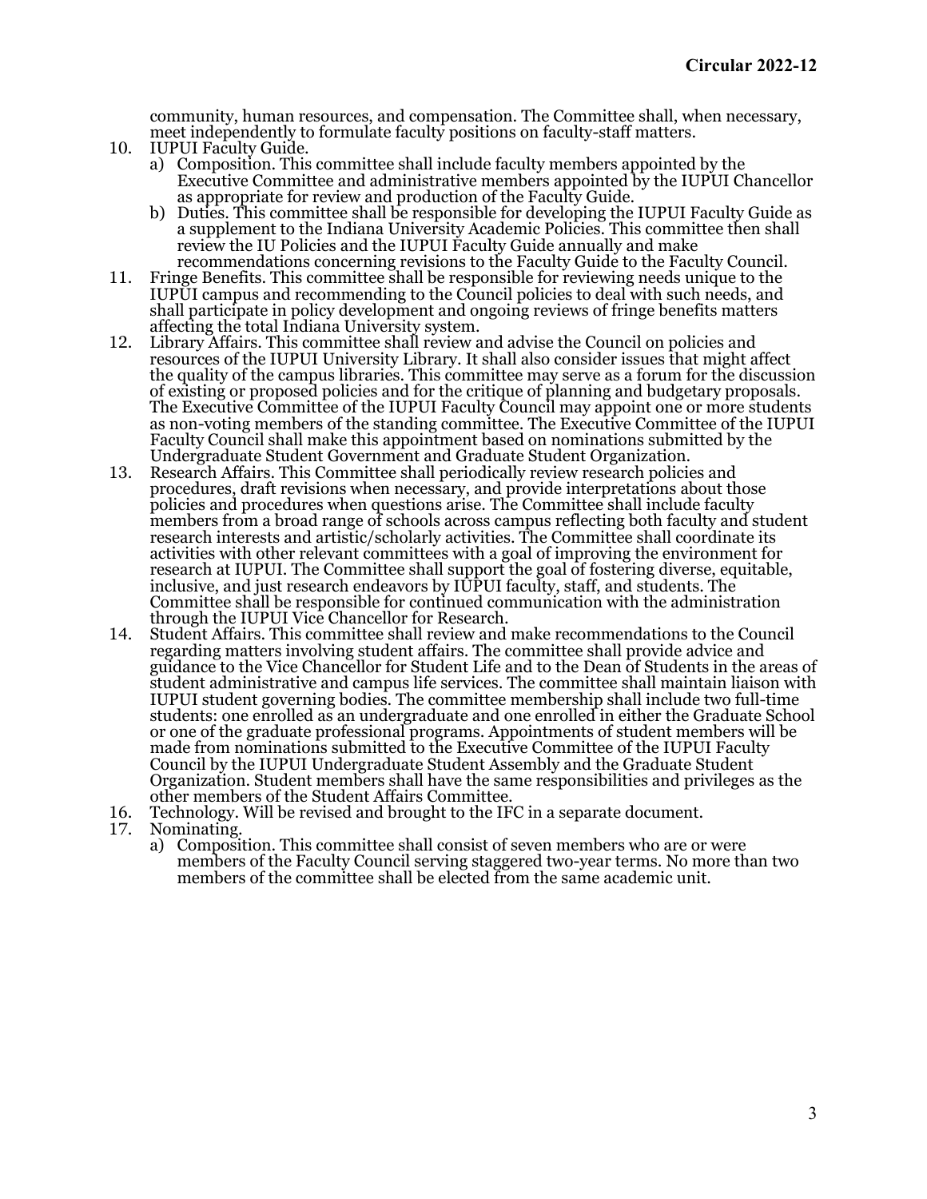community, human resources, and compensation. The Committee shall, when necessary, meet independently to formulate faculty positions on faculty-staff matters.

10. IUPUI Faculty Guide.
    a) Composition. This committee shall include faculty members appointed by the Executive Committee and administrative members appointed by the IUPUI Chancellor as appropriate for review and production of the Faculty Guide.
    b) Duties. This committee shall be responsible for developing the IUPUI Faculty Guide as a supplement to the Indiana University Academic Policies. This committee then shall review the IU Policies and the IUPUI Faculty Guide annually and make recommendations concerning revisions to the Faculty Guide to the Faculty Council.
11. Fringe Benefits. This committee shall be responsible for reviewing needs unique to the IUPUI campus and recommending to the Council policies to deal with such needs, and shall participate in policy development and ongoing reviews of fringe benefits matters affecting the total Indiana University system.
12. Library Affairs. This committee shall review and advise the Council on policies and resources of the IUPUI University Library. It shall also consider issues that might affect the quality of the campus libraries. This committee may serve as a forum for the discussion of existing or proposed policies and for the critique of planning and budgetary proposals. The Executive Committee of the IUPUI Faculty Council may appoint one or more students as non-voting members of the standing committee. The Executive Committee of the IUPUI Faculty Council shall make this appointment based on nominations submitted by the Undergraduate Student Government and Graduate Student Organization.
13. Research Affairs. This Committee shall periodically review research policies and procedures, draft revisions when necessary, and provide interpretations about those policies and procedures when questions arise. The Committee shall include faculty members from a broad range of schools across campus reflecting both faculty and student research interests and artistic/scholarly activities. The Committee shall coordinate its activities with other relevant committees with a goal of improving the environment for research at IUPUI. The Committee shall support the goal of fostering diverse, equitable, inclusive, and just research endeavors by IUPUI faculty, staff, and students. The Committee shall be responsible for continued communication with the administration through the IUPUI Vice Chancellor for Research.
14. Student Affairs. This committee shall review and make recommendations to the Council regarding matters involving student affairs. The committee shall provide advice and guidance to the Vice Chancellor for Student Life and to the Dean of Students in the areas of student administrative and campus life services. The committee shall maintain liaison with IUPUI student governing bodies. The committee membership shall include two full-time students: one enrolled as an undergraduate and one enrolled in either the Graduate School or one of the graduate professional programs. Appointments of student members will be made from nominations submitted to the Executive Committee of the IUPUI Faculty Council by the IUPUI Undergraduate Student Assembly and the Graduate Student Organization. Student members shall have the same responsibilities and privileges as the other members of the Student Affairs Committee.
16. Technology. Will be revised and brought to the IFC in a separate document.
17. Nominating.
    a) Composition. This committee shall consist of seven members who are or were members of the Faculty Council serving staggered two-year terms. No more than two members of the committee shall be elected from the same academic unit.